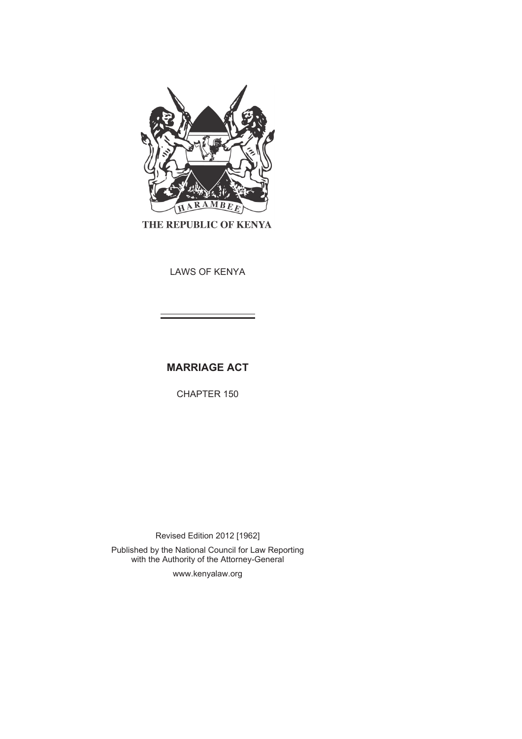HARAMBEE

THE REPUBLIC OF KENYA

LAWS OF KENYA

# MARRIAGE ACT

CHAPTER 150

Revised Edition 2012 [1962]

Published by the National Council for Law Reporting with the Authority of the Attorney-General

www.kenyalaw.org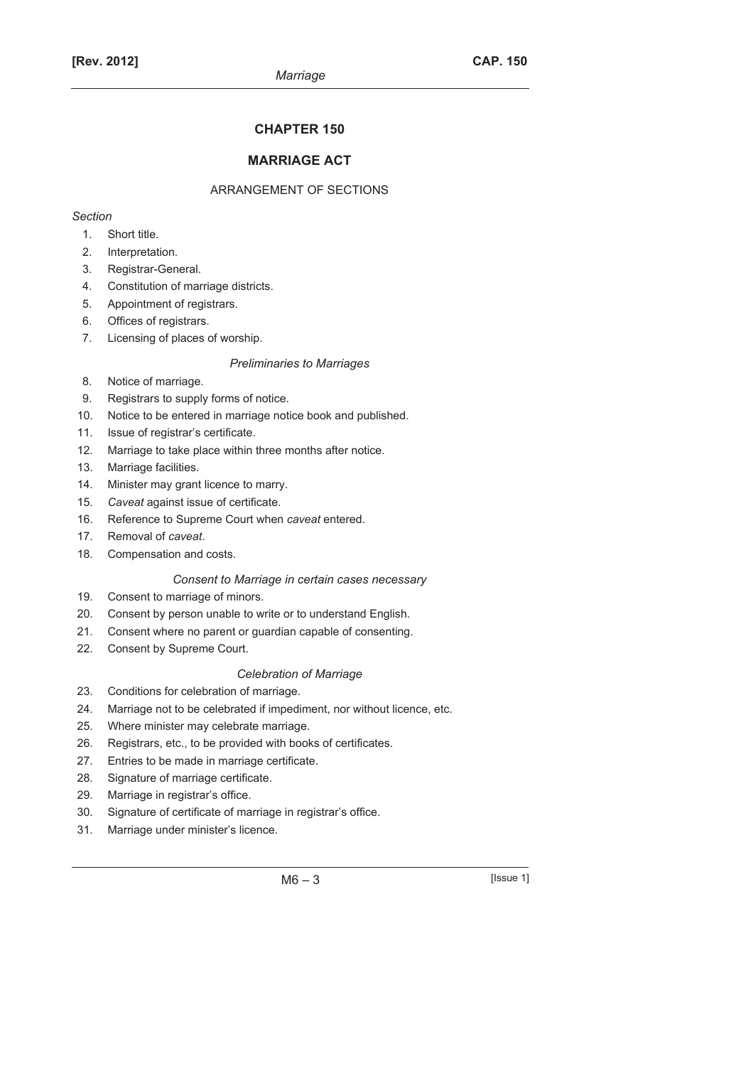# CHAPTER 150

## MARRIAGE ACT

ARRANGEMENT OF SECTIONS

*Section*

1. Short title.
2. Interpretation.
3. Registrar-General.
4. Constitution of marriage districts.
5. Appointment of registrars.
6. Offices of registrars.
7. Licensing of places of worship.

*Preliminaries to Marriages*

8. Notice of marriage.
9. Registrars to supply forms of notice.
10. Notice to be entered in marriage notice book and published.
11. Issue of registrar's certificate.
12. Marriage to take place within three months after notice.
13. Marriage facilities.
14. Minister may grant licence to marry.
15. *Caveat* against issue of certificate.
16. Reference to Supreme Court when *caveat* entered.
17. Removal of *caveat*.
18. Compensation and costs.

*Consent to Marriage in certain cases necessary*

19. Consent to marriage of minors.
20. Consent by person unable to write or to understand English.
21. Consent where no parent or guardian capable of consenting.
22. Consent by Supreme Court.

*Celebration of Marriage*

23. Conditions for celebration of marriage.
24. Marriage not to be celebrated if impediment, nor without licence, etc.
25. Where minister may celebrate marriage.
26. Registrars, etc., to be provided with books of certificates.
27. Entries to be made in marriage certificate.
28. Signature of marriage certificate.
29. Marriage in registrar's office.
30. Signature of certificate of marriage in registrar's office.
31. Marriage under minister's licence.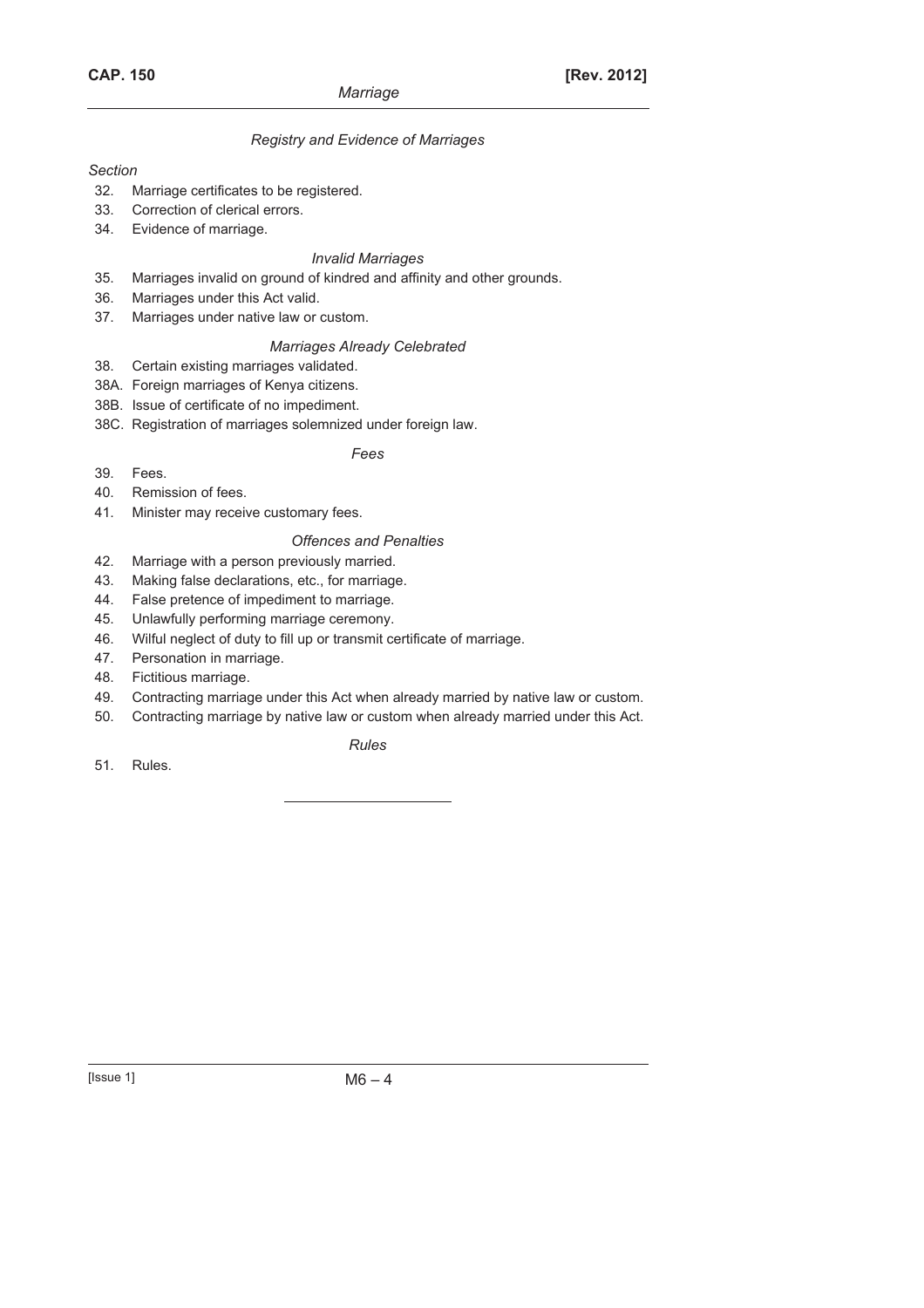*Registry and Evidence of Marriages*

*Section*

32. Marriage certificates to be registered.
33. Correction of clerical errors.
34. Evidence of marriage.

*Invalid Marriages*

35. Marriages invalid on ground of kindred and affinity and other grounds.
36. Marriages under this Act valid.
37. Marriages under native law or custom.

*Marriages Already Celebrated*

38. Certain existing marriages validated.

38A. Foreign marriages of Kenya citizens.

38B. Issue of certificate of no impediment.

38C. Registration of marriages solemnized under foreign law.

*Fees*

39. Fees.
40. Remission of fees.
41. Minister may receive customary fees.

*Offences and Penalties*

42. Marriage with a person previously married.
43. Making false declarations, etc., for marriage.
44. False pretence of impediment to marriage.
45. Unlawfully performing marriage ceremony.
46. Wilful neglect of duty to fill up or transmit certificate of marriage.
47. Personation in marriage.
48. Fictitious marriage.
49. Contracting marriage under this Act when already married by native law or custom.
50. Contracting marriage by native law or custom when already married under this Act.

*Rules*

51. Rules.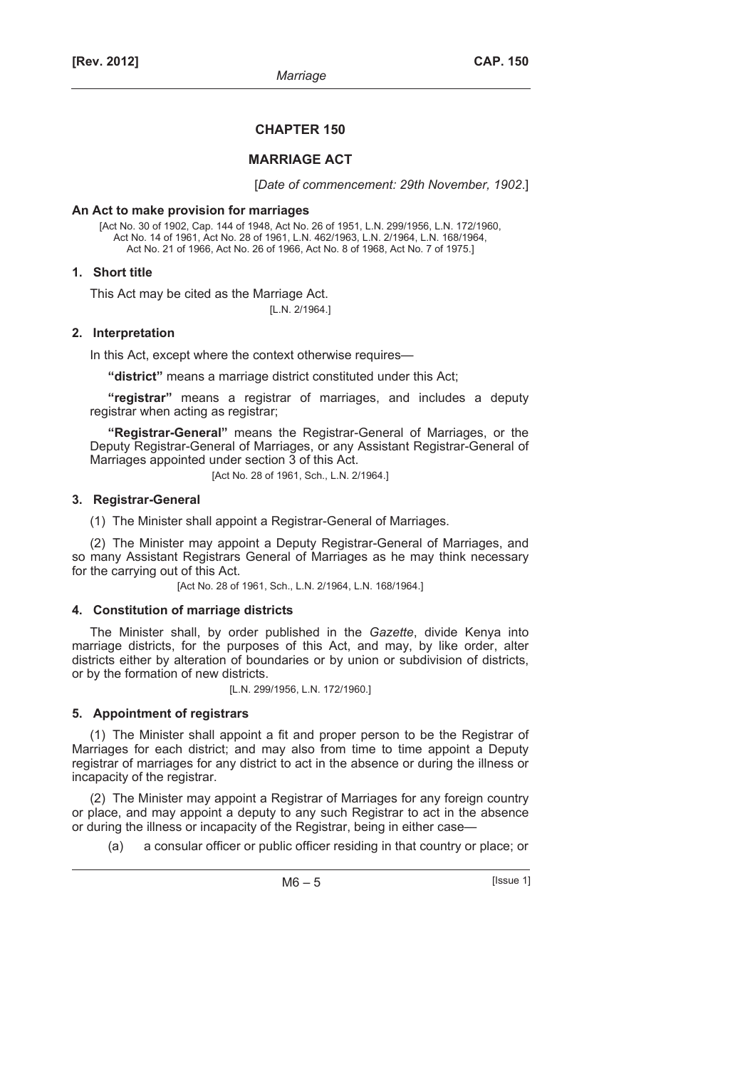# CHAPTER 150

## MARRIAGE ACT

[*Date of commencement: 29th November, 1902.*]

**An Act to make provision for marriages**

[Act No. 30 of 1902, Cap. 144 of 1948, Act No. 26 of 1951, L.N. 299/1956, L.N. 172/1960, Act No. 14 of 1961, Act No. 28 of 1961, L.N. 462/1963, L.N. 2/1964, L.N. 168/1964, Act No. 21 of 1966, Act No. 26 of 1966, Act No. 8 of 1968, Act No. 7 of 1975.]

### 1. Short title

This Act may be cited as the Marriage Act.

[L.N. 2/1964.]

### 2. Interpretation

In this Act, except where the context otherwise requires—

**"district"** means a marriage district constituted under this Act;

**"registrar"** means a registrar of marriages, and includes a deputy registrar when acting as registrar;

**"Registrar-General"** means the Registrar-General of Marriages, or the Deputy Registrar-General of Marriages, or any Assistant Registrar-General of Marriages appointed under section 3 of this Act.

[Act No. 28 of 1961, Sch., L.N. 2/1964.]

### 3. Registrar-General

(1) The Minister shall appoint a Registrar-General of Marriages.

(2) The Minister may appoint a Deputy Registrar-General of Marriages, and so many Assistant Registrars General of Marriages as he may think necessary for the carrying out of this Act.

[Act No. 28 of 1961, Sch., L.N. 2/1964, L.N. 168/1964.]

### 4. Constitution of marriage districts

The Minister shall, by order published in the *Gazette*, divide Kenya into marriage districts, for the purposes of this Act, and may, by like order, alter districts either by alteration of boundaries or by union or subdivision of districts, or by the formation of new districts.

[L.N. 299/1956, L.N. 172/1960.]

### 5. Appointment of registrars

(1) The Minister shall appoint a fit and proper person to be the Registrar of Marriages for each district; and may also from time to time appoint a Deputy registrar of marriages for any district to act in the absence or during the illness or incapacity of the registrar.

(2) The Minister may appoint a Registrar of Marriages for any foreign country or place, and may appoint a deputy to any such Registrar to act in the absence or during the illness or incapacity of the Registrar, being in either case—

(a) a consular officer or public officer residing in that country or place; or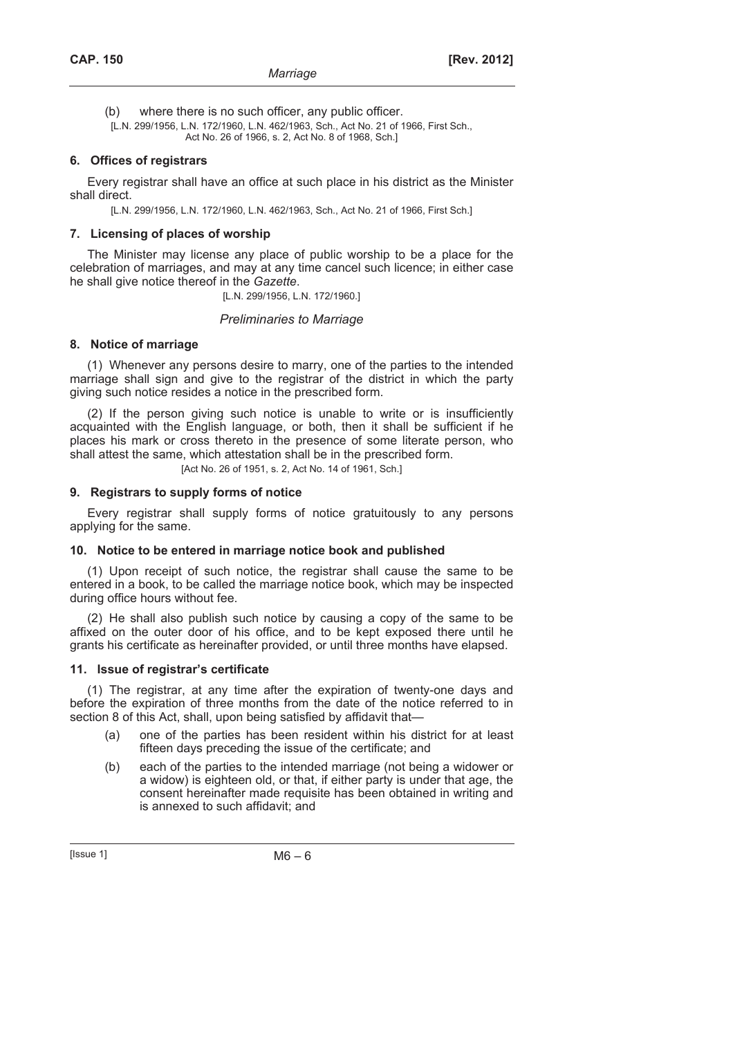(b) where there is no such officer, any public officer.

[L.N. 299/1956, L.N. 172/1960, L.N. 462/1963, Sch., Act No. 21 of 1966, First Sch., Act No. 26 of 1966, s. 2, Act No. 8 of 1968, Sch.]

### 6. Offices of registrars

Every registrar shall have an office at such place in his district as the Minister shall direct.

[L.N. 299/1956, L.N. 172/1960, L.N. 462/1963, Sch., Act No. 21 of 1966, First Sch.]

### 7. Licensing of places of worship

The Minister may license any place of public worship to be a place for the celebration of marriages, and may at any time cancel such licence; in either case he shall give notice thereof in the *Gazette*.

[L.N. 299/1956, L.N. 172/1960.]

*Preliminaries to Marriage*

### 8. Notice of marriage

(1) Whenever any persons desire to marry, one of the parties to the intended marriage shall sign and give to the registrar of the district in which the party giving such notice resides a notice in the prescribed form.

(2) If the person giving such notice is unable to write or is insufficiently acquainted with the English language, or both, then it shall be sufficient if he places his mark or cross thereto in the presence of some literate person, who shall attest the same, which attestation shall be in the prescribed form.

[Act No. 26 of 1951, s. 2, Act No. 14 of 1961, Sch.]

### 9. Registrars to supply forms of notice

Every registrar shall supply forms of notice gratuitously to any persons applying for the same.

### 10. Notice to be entered in marriage notice book and published

(1) Upon receipt of such notice, the registrar shall cause the same to be entered in a book, to be called the marriage notice book, which may be inspected during office hours without fee.

(2) He shall also publish such notice by causing a copy of the same to be affixed on the outer door of his office, and to be kept exposed there until he grants his certificate as hereinafter provided, or until three months have elapsed.

### 11. Issue of registrar's certificate

(1) The registrar, at any time after the expiration of twenty-one days and before the expiration of three months from the date of the notice referred to in section 8 of this Act, shall, upon being satisfied by affidavit that—

(a) one of the parties has been resident within his district for at least fifteen days preceding the issue of the certificate; and

(b) each of the parties to the intended marriage (not being a widower or a widow) is eighteen old, or that, if either party is under that age, the consent hereinafter made requisite has been obtained in writing and is annexed to such affidavit; and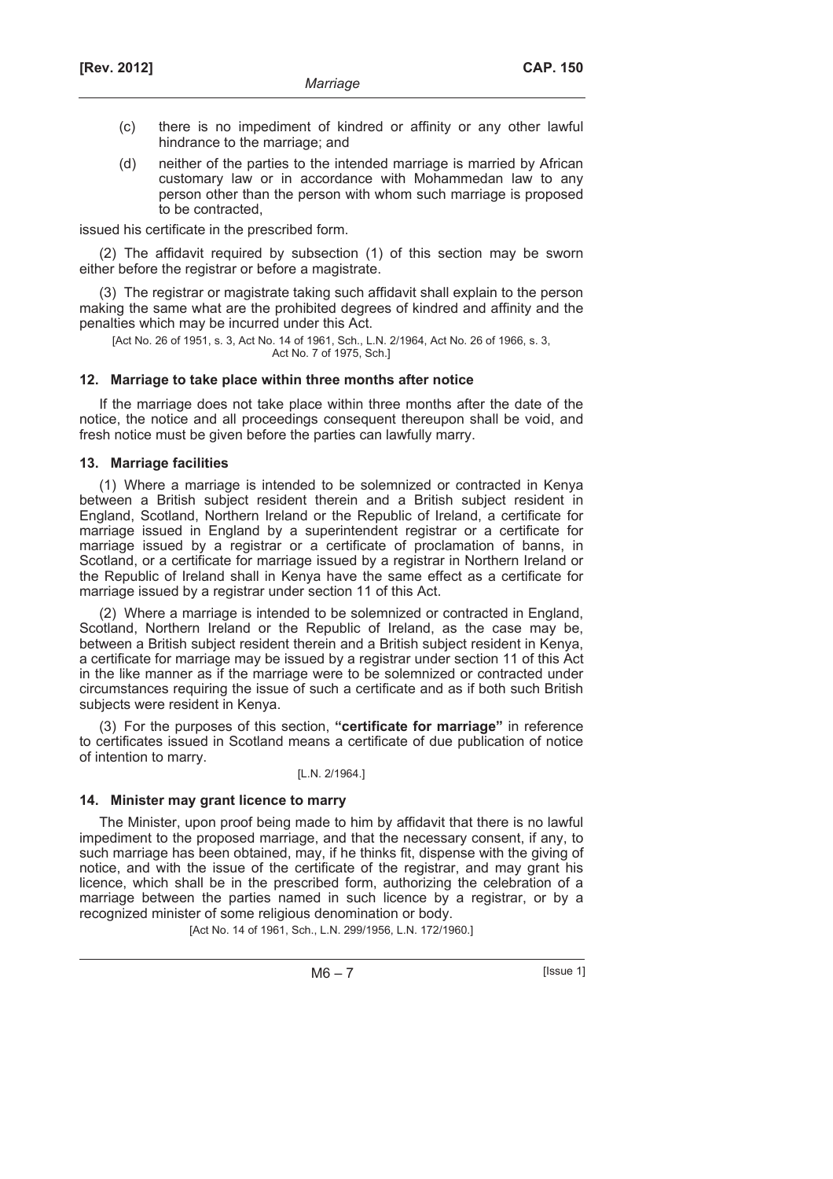(c) there is no impediment of kindred or affinity or any other lawful hindrance to the marriage; and

(d) neither of the parties to the intended marriage is married by African customary law or in accordance with Mohammedan law to any person other than the person with whom such marriage is proposed to be contracted,

issued his certificate in the prescribed form.

(2) The affidavit required by subsection (1) of this section may be sworn either before the registrar or before a magistrate.

(3) The registrar or magistrate taking such affidavit shall explain to the person making the same what are the prohibited degrees of kindred and affinity and the penalties which may be incurred under this Act.

[Act No. 26 of 1951, s. 3, Act No. 14 of 1961, Sch., L.N. 2/1964, Act No. 26 of 1966, s. 3, Act No. 7 of 1975, Sch.]

### 12. Marriage to take place within three months after notice

If the marriage does not take place within three months after the date of the notice, the notice and all proceedings consequent thereupon shall be void, and fresh notice must be given before the parties can lawfully marry.

### 13. Marriage facilities

(1) Where a marriage is intended to be solemnized or contracted in Kenya between a British subject resident therein and a British subject resident in England, Scotland, Northern Ireland or the Republic of Ireland, a certificate for marriage issued in England by a superintendent registrar or a certificate for marriage issued by a registrar or a certificate of proclamation of banns, in Scotland, or a certificate for marriage issued by a registrar in Northern Ireland or the Republic of Ireland shall in Kenya have the same effect as a certificate for marriage issued by a registrar under section 11 of this Act.

(2) Where a marriage is intended to be solemnized or contracted in England, Scotland, Northern Ireland or the Republic of Ireland, as the case may be, between a British subject resident therein and a British subject resident in Kenya, a certificate for marriage may be issued by a registrar under section 11 of this Act in the like manner as if the marriage were to be solemnized or contracted under circumstances requiring the issue of such a certificate and as if both such British subjects were resident in Kenya.

(3) For the purposes of this section, **"certificate for marriage"** in reference to certificates issued in Scotland means a certificate of due publication of notice of intention to marry.

[L.N. 2/1964.]

### 14. Minister may grant licence to marry

The Minister, upon proof being made to him by affidavit that there is no lawful impediment to the proposed marriage, and that the necessary consent, if any, to such marriage has been obtained, may, if he thinks fit, dispense with the giving of notice, and with the issue of the certificate of the registrar, and may grant his licence, which shall be in the prescribed form, authorizing the celebration of a marriage between the parties named in such licence by a registrar, or by a recognized minister of some religious denomination or body.

[Act No. 14 of 1961, Sch., L.N. 299/1956, L.N. 172/1960.]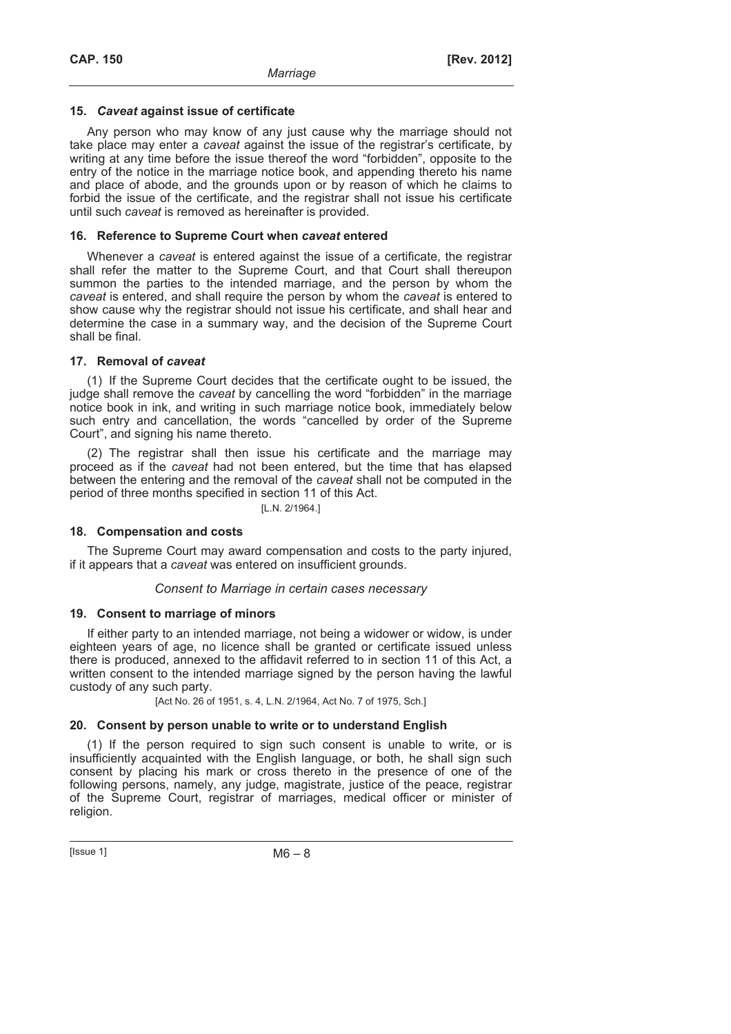### 15. *Caveat* against issue of certificate

Any person who may know of any just cause why the marriage should not take place may enter a *caveat* against the issue of the registrar's certificate, by writing at any time before the issue thereof the word "forbidden", opposite to the entry of the notice in the marriage notice book, and appending thereto his name and place of abode, and the grounds upon or by reason of which he claims to forbid the issue of the certificate, and the registrar shall not issue his certificate until such *caveat* is removed as hereinafter is provided.

### 16. Reference to Supreme Court when *caveat* entered

Whenever a *caveat* is entered against the issue of a certificate, the registrar shall refer the matter to the Supreme Court, and that Court shall thereupon summon the parties to the intended marriage, and the person by whom the *caveat* is entered, and shall require the person by whom the *caveat* is entered to show cause why the registrar should not issue his certificate, and shall hear and determine the case in a summary way, and the decision of the Supreme Court shall be final.

### 17. Removal of *caveat*

(1) If the Supreme Court decides that the certificate ought to be issued, the judge shall remove the *caveat* by cancelling the word "forbidden" in the marriage notice book in ink, and writing in such marriage notice book, immediately below such entry and cancellation, the words "cancelled by order of the Supreme Court", and signing his name thereto.

(2) The registrar shall then issue his certificate and the marriage may proceed as if the *caveat* had not been entered, but the time that has elapsed between the entering and the removal of the *caveat* shall not be computed in the period of three months specified in section 11 of this Act.

[L.N. 2/1964.]

### 18. Compensation and costs

The Supreme Court may award compensation and costs to the party injured, if it appears that a *caveat* was entered on insufficient grounds.

*Consent to Marriage in certain cases necessary*

### 19. Consent to marriage of minors

If either party to an intended marriage, not being a widower or widow, is under eighteen years of age, no licence shall be granted or certificate issued unless there is produced, annexed to the affidavit referred to in section 11 of this Act, a written consent to the intended marriage signed by the person having the lawful custody of any such party.

[Act No. 26 of 1951, s. 4, L.N. 2/1964, Act No. 7 of 1975, Sch.]

### 20. Consent by person unable to write or to understand English

(1) If the person required to sign such consent is unable to write, or is insufficiently acquainted with the English language, or both, he shall sign such consent by placing his mark or cross thereto in the presence of one of the following persons, namely, any judge, magistrate, justice of the peace, registrar of the Supreme Court, registrar of marriages, medical officer or minister of religion.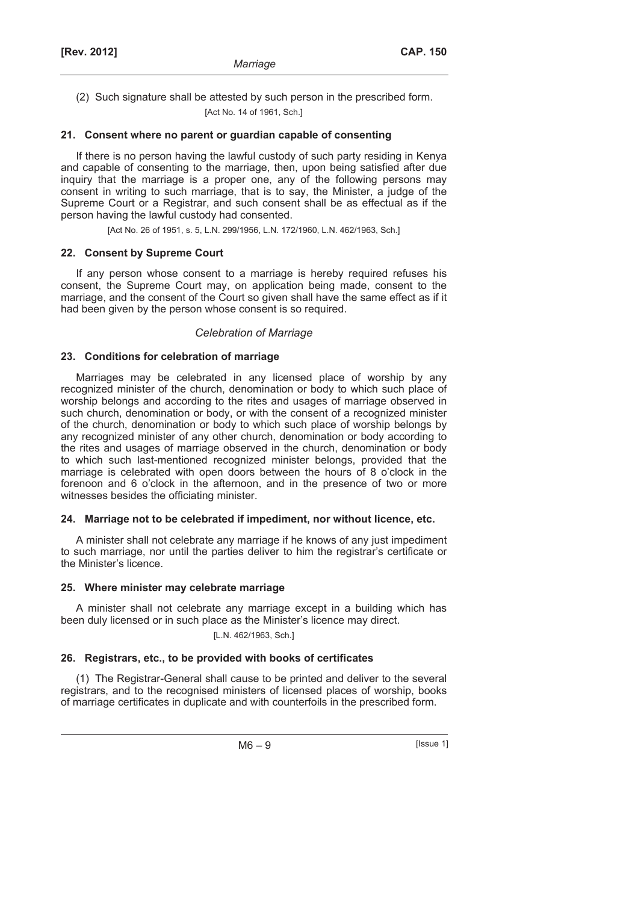(2) Such signature shall be attested by such person in the prescribed form.

[Act No. 14 of 1961, Sch.]

### 21. Consent where no parent or guardian capable of consenting

If there is no person having the lawful custody of such party residing in Kenya and capable of consenting to the marriage, then, upon being satisfied after due inquiry that the marriage is a proper one, any of the following persons may consent in writing to such marriage, that is to say, the Minister, a judge of the Supreme Court or a Registrar, and such consent shall be as effectual as if the person having the lawful custody had consented.

[Act No. 26 of 1951, s. 5, L.N. 299/1956, L.N. 172/1960, L.N. 462/1963, Sch.]

### 22. Consent by Supreme Court

If any person whose consent to a marriage is hereby required refuses his consent, the Supreme Court may, on application being made, consent to the marriage, and the consent of the Court so given shall have the same effect as if it had been given by the person whose consent is so required.

*Celebration of Marriage*

### 23. Conditions for celebration of marriage

Marriages may be celebrated in any licensed place of worship by any recognized minister of the church, denomination or body to which such place of worship belongs and according to the rites and usages of marriage observed in such church, denomination or body, or with the consent of a recognized minister of the church, denomination or body to which such place of worship belongs by any recognized minister of any other church, denomination or body according to the rites and usages of marriage observed in the church, denomination or body to which such last-mentioned recognized minister belongs, provided that the marriage is celebrated with open doors between the hours of 8 o'clock in the forenoon and 6 o'clock in the afternoon, and in the presence of two or more witnesses besides the officiating minister.

### 24. Marriage not to be celebrated if impediment, nor without licence, etc.

A minister shall not celebrate any marriage if he knows of any just impediment to such marriage, nor until the parties deliver to him the registrar's certificate or the Minister's licence.

### 25. Where minister may celebrate marriage

A minister shall not celebrate any marriage except in a building which has been duly licensed or in such place as the Minister's licence may direct.

[L.N. 462/1963, Sch.]

### 26. Registrars, etc., to be provided with books of certificates

(1) The Registrar-General shall cause to be printed and deliver to the several registrars, and to the recognised ministers of licensed places of worship, books of marriage certificates in duplicate and with counterfoils in the prescribed form.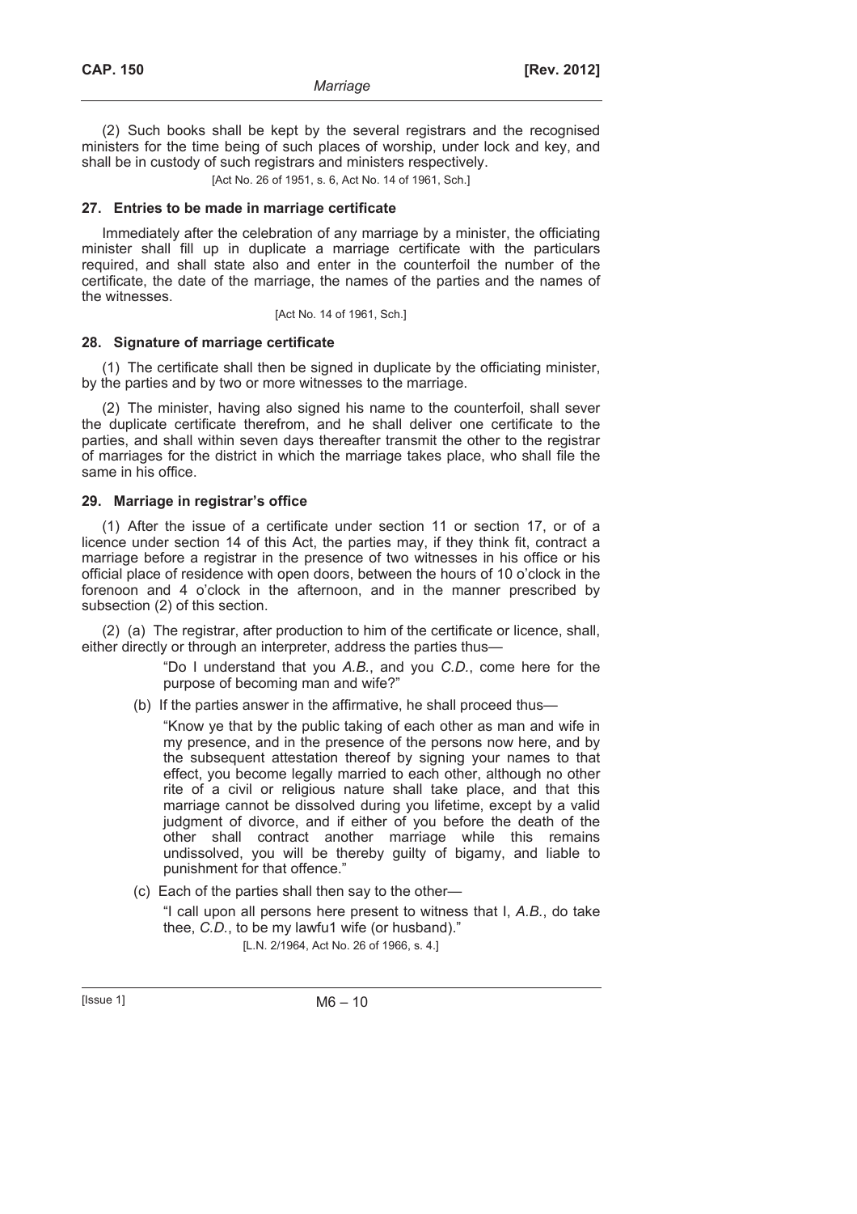(2) Such books shall be kept by the several registrars and the recognised ministers for the time being of such places of worship, under lock and key, and shall be in custody of such registrars and ministers respectively.

[Act No. 26 of 1951, s. 6, Act No. 14 of 1961, Sch.]

### 27. Entries to be made in marriage certificate

Immediately after the celebration of any marriage by a minister, the officiating minister shall fill up in duplicate a marriage certificate with the particulars required, and shall state also and enter in the counterfoil the number of the certificate, the date of the marriage, the names of the parties and the names of the witnesses.

[Act No. 14 of 1961, Sch.]

### 28. Signature of marriage certificate

(1) The certificate shall then be signed in duplicate by the officiating minister, by the parties and by two or more witnesses to the marriage.

(2) The minister, having also signed his name to the counterfoil, shall sever the duplicate certificate therefrom, and he shall deliver one certificate to the parties, and shall within seven days thereafter transmit the other to the registrar of marriages for the district in which the marriage takes place, who shall file the same in his office.

### 29. Marriage in registrar's office

(1) After the issue of a certificate under section 11 or section 17, or of a licence under section 14 of this Act, the parties may, if they think fit, contract a marriage before a registrar in the presence of two witnesses in his office or his official place of residence with open doors, between the hours of 10 o'clock in the forenoon and 4 o'clock in the afternoon, and in the manner prescribed by subsection (2) of this section.

(2) (a) The registrar, after production to him of the certificate or licence, shall, either directly or through an interpreter, address the parties thus—

> "Do I understand that you *A.B.*, and you *C.D.*, come here for the purpose of becoming man and wife?"

(b) If the parties answer in the affirmative, he shall proceed thus—

> "Know ye that by the public taking of each other as man and wife in my presence, and in the presence of the persons now here, and by the subsequent attestation thereof by signing your names to that effect, you become legally married to each other, although no other rite of a civil or religious nature shall take place, and that this marriage cannot be dissolved during you lifetime, except by a valid judgment of divorce, and if either of you before the death of the other shall contract another marriage while this remains undissolved, you will be thereby guilty of bigamy, and liable to punishment for that offence."

(c) Each of the parties shall then say to the other—

> "I call upon all persons here present to witness that I, *A.B.*, do take thee, *C.D.*, to be my lawfu1 wife (or husband)."

[L.N. 2/1964, Act No. 26 of 1966, s. 4.]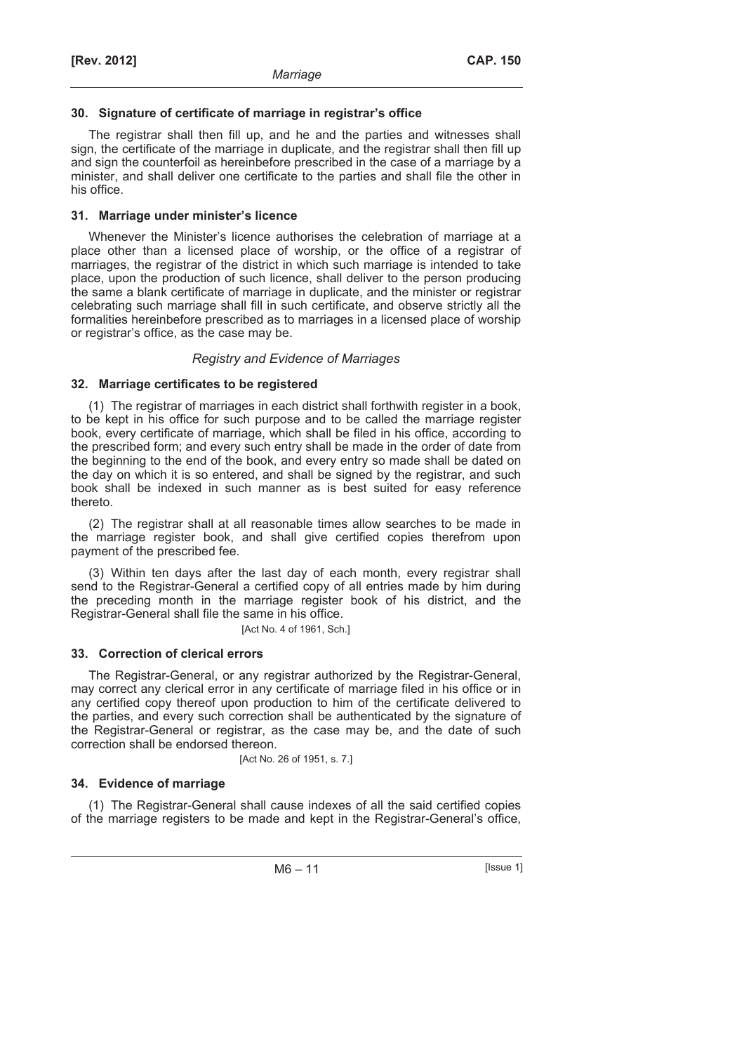### 30. Signature of certificate of marriage in registrar's office

The registrar shall then fill up, and he and the parties and witnesses shall sign, the certificate of the marriage in duplicate, and the registrar shall then fill up and sign the counterfoil as hereinbefore prescribed in the case of a marriage by a minister, and shall deliver one certificate to the parties and shall file the other in his office.

### 31. Marriage under minister's licence

Whenever the Minister's licence authorises the celebration of marriage at a place other than a licensed place of worship, or the office of a registrar of marriages, the registrar of the district in which such marriage is intended to take place, upon the production of such licence, shall deliver to the person producing the same a blank certificate of marriage in duplicate, and the minister or registrar celebrating such marriage shall fill in such certificate, and observe strictly all the formalities hereinbefore prescribed as to marriages in a licensed place of worship or registrar's office, as the case may be.

*Registry and Evidence of Marriages*

### 32. Marriage certificates to be registered

(1) The registrar of marriages in each district shall forthwith register in a book, to be kept in his office for such purpose and to be called the marriage register book, every certificate of marriage, which shall be filed in his office, according to the prescribed form; and every such entry shall be made in the order of date from the beginning to the end of the book, and every entry so made shall be dated on the day on which it is so entered, and shall be signed by the registrar, and such book shall be indexed in such manner as is best suited for easy reference thereto.

(2) The registrar shall at all reasonable times allow searches to be made in the marriage register book, and shall give certified copies therefrom upon payment of the prescribed fee.

(3) Within ten days after the last day of each month, every registrar shall send to the Registrar-General a certified copy of all entries made by him during the preceding month in the marriage register book of his district, and the Registrar-General shall file the same in his office.

[Act No. 4 of 1961, Sch.]

### 33. Correction of clerical errors

The Registrar-General, or any registrar authorized by the Registrar-General, may correct any clerical error in any certificate of marriage filed in his office or in any certified copy thereof upon production to him of the certificate delivered to the parties, and every such correction shall be authenticated by the signature of the Registrar-General or registrar, as the case may be, and the date of such correction shall be endorsed thereon.

[Act No. 26 of 1951, s. 7.]

### 34. Evidence of marriage

(1) The Registrar-General shall cause indexes of all the said certified copies of the marriage registers to be made and kept in the Registrar-General's office,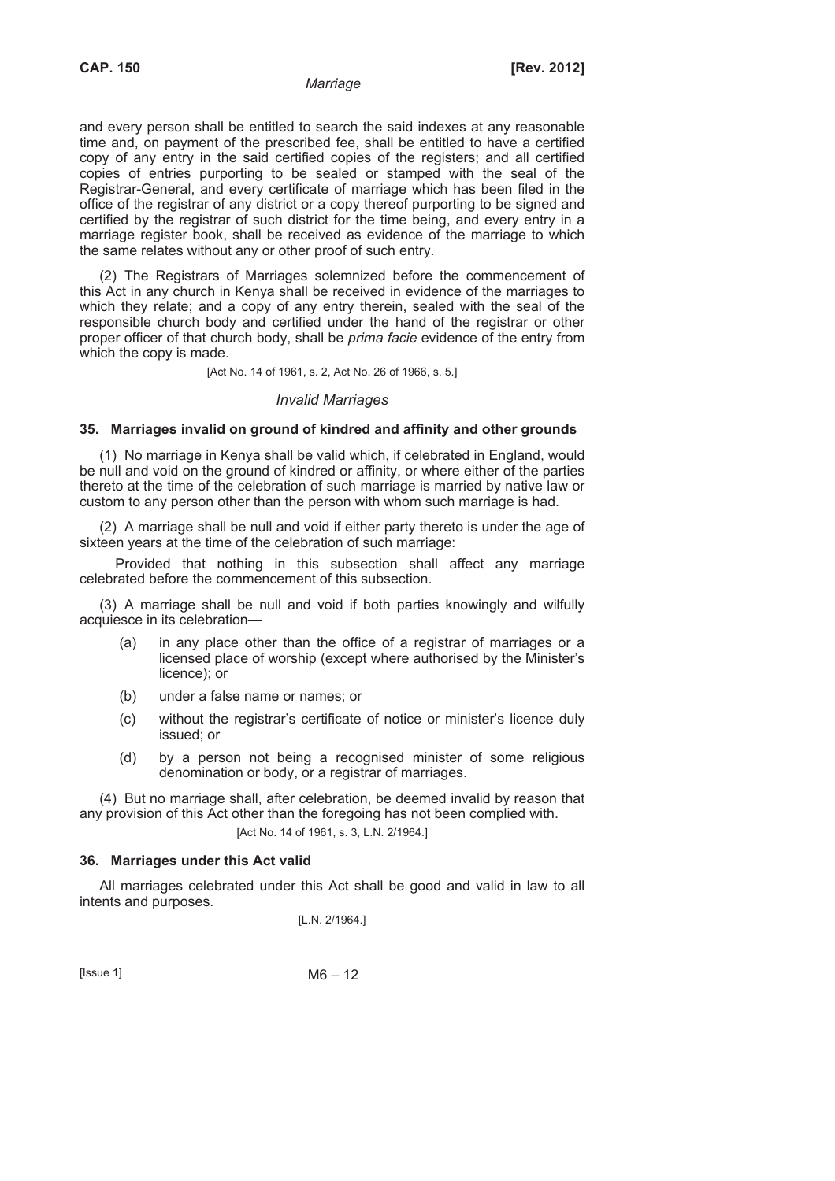and every person shall be entitled to search the said indexes at any reasonable time and, on payment of the prescribed fee, shall be entitled to have a certified copy of any entry in the said certified copies of the registers; and all certified copies of entries purporting to be sealed or stamped with the seal of the Registrar-General, and every certificate of marriage which has been filed in the office of the registrar of any district or a copy thereof purporting to be signed and certified by the registrar of such district for the time being, and every entry in a marriage register book, shall be received as evidence of the marriage to which the same relates without any or other proof of such entry.

(2) The Registrars of Marriages solemnized before the commencement of this Act in any church in Kenya shall be received in evidence of the marriages to which they relate; and a copy of any entry therein, sealed with the seal of the responsible church body and certified under the hand of the registrar or other proper officer of that church body, shall be *prima facie* evidence of the entry from which the copy is made.

[Act No. 14 of 1961, s. 2, Act No. 26 of 1966, s. 5.]

### *Invalid Marriages*

### 35. Marriages invalid on ground of kindred and affinity and other grounds

(1) No marriage in Kenya shall be valid which, if celebrated in England, would be null and void on the ground of kindred or affinity, or where either of the parties thereto at the time of the celebration of such marriage is married by native law or custom to any person other than the person with whom such marriage is had.

(2) A marriage shall be null and void if either party thereto is under the age of sixteen years at the time of the celebration of such marriage:

Provided that nothing in this subsection shall affect any marriage celebrated before the commencement of this subsection.

(3) A marriage shall be null and void if both parties knowingly and wilfully acquiesce in its celebration—

- (a) in any place other than the office of a registrar of marriages or a licensed place of worship (except where authorised by the Minister's licence); or
- (b) under a false name or names; or
- (c) without the registrar's certificate of notice or minister's licence duly issued; or
- (d) by a person not being a recognised minister of some religious denomination or body, or a registrar of marriages.

(4) But no marriage shall, after celebration, be deemed invalid by reason that any provision of this Act other than the foregoing has not been complied with.

[Act No. 14 of 1961, s. 3, L.N. 2/1964.]

### 36. Marriages under this Act valid

All marriages celebrated under this Act shall be good and valid in law to all intents and purposes.

[L.N. 2/1964.]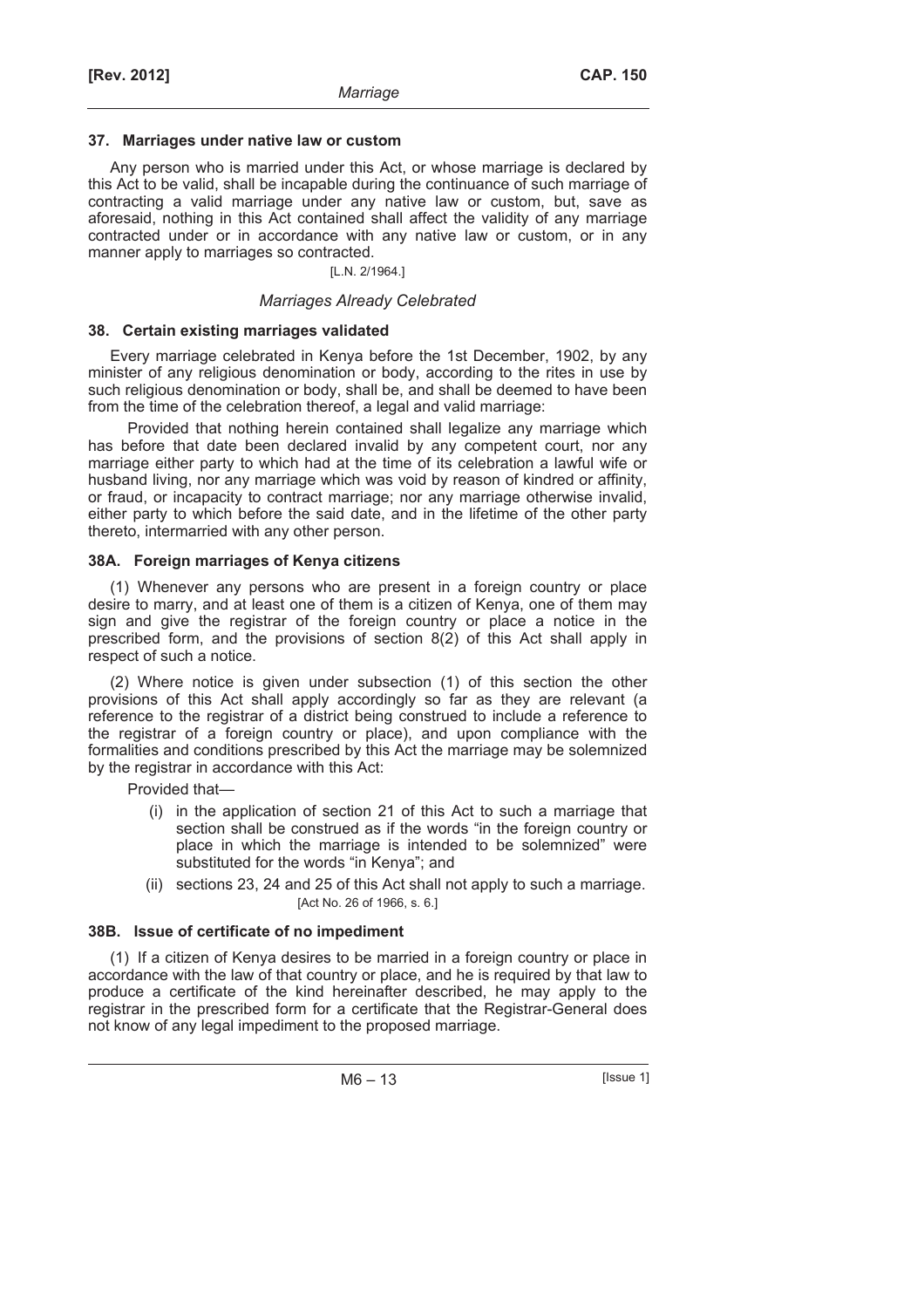### 37. Marriages under native law or custom

Any person who is married under this Act, or whose marriage is declared by this Act to be valid, shall be incapable during the continuance of such marriage of contracting a valid marriage under any native law or custom, but, save as aforesaid, nothing in this Act contained shall affect the validity of any marriage contracted under or in accordance with any native law or custom, or in any manner apply to marriages so contracted.

[L.N. 2/1964.]

*Marriages Already Celebrated*

### 38. Certain existing marriages validated

Every marriage celebrated in Kenya before the 1st December, 1902, by any minister of any religious denomination or body, according to the rites in use by such religious denomination or body, shall be, and shall be deemed to have been from the time of the celebration thereof, a legal and valid marriage:

Provided that nothing herein contained shall legalize any marriage which has before that date been declared invalid by any competent court, nor any marriage either party to which had at the time of its celebration a lawful wife or husband living, nor any marriage which was void by reason of kindred or affinity, or fraud, or incapacity to contract marriage; nor any marriage otherwise invalid, either party to which before the said date, and in the lifetime of the other party thereto, intermarried with any other person.

### 38A. Foreign marriages of Kenya citizens

(1) Whenever any persons who are present in a foreign country or place desire to marry, and at least one of them is a citizen of Kenya, one of them may sign and give the registrar of the foreign country or place a notice in the prescribed form, and the provisions of section 8(2) of this Act shall apply in respect of such a notice.

(2) Where notice is given under subsection (1) of this section the other provisions of this Act shall apply accordingly so far as they are relevant (a reference to the registrar of a district being construed to include a reference to the registrar of a foreign country or place), and upon compliance with the formalities and conditions prescribed by this Act the marriage may be solemnized by the registrar in accordance with this Act:

Provided that—

- (i) in the application of section 21 of this Act to such a marriage that section shall be construed as if the words "in the foreign country or place in which the marriage is intended to be solemnized" were substituted for the words "in Kenya"; and
- (ii) sections 23, 24 and 25 of this Act shall not apply to such a marriage.

[Act No. 26 of 1966, s. 6.]

### 38B. Issue of certificate of no impediment

(1) If a citizen of Kenya desires to be married in a foreign country or place in accordance with the law of that country or place, and he is required by that law to produce a certificate of the kind hereinafter described, he may apply to the registrar in the prescribed form for a certificate that the Registrar-General does not know of any legal impediment to the proposed marriage.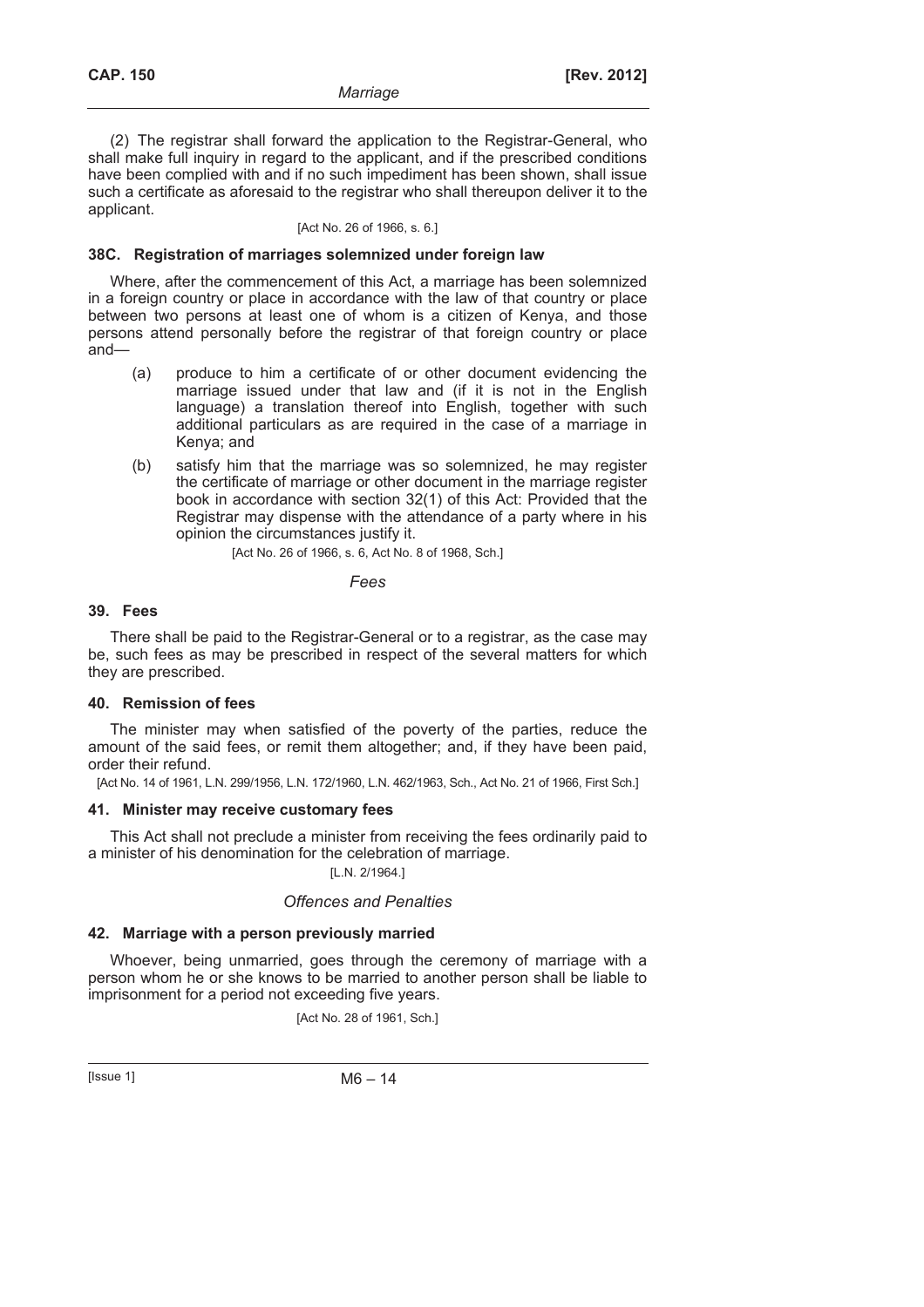(2) The registrar shall forward the application to the Registrar-General, who shall make full inquiry in regard to the applicant, and if the prescribed conditions have been complied with and if no such impediment has been shown, shall issue such a certificate as aforesaid to the registrar who shall thereupon deliver it to the applicant.

[Act No. 26 of 1966, s. 6.]

### 38C. Registration of marriages solemnized under foreign law

Where, after the commencement of this Act, a marriage has been solemnized in a foreign country or place in accordance with the law of that country or place between two persons at least one of whom is a citizen of Kenya, and those persons attend personally before the registrar of that foreign country or place and—

(a) produce to him a certificate of or other document evidencing the marriage issued under that law and (if it is not in the English language) a translation thereof into English, together with such additional particulars as are required in the case of a marriage in Kenya; and

(b) satisfy him that the marriage was so solemnized, he may register the certificate of marriage or other document in the marriage register book in accordance with section 32(1) of this Act: Provided that the Registrar may dispense with the attendance of a party where in his opinion the circumstances justify it.

[Act No. 26 of 1966, s. 6, Act No. 8 of 1968, Sch.]

*Fees*

### 39. Fees

There shall be paid to the Registrar-General or to a registrar, as the case may be, such fees as may be prescribed in respect of the several matters for which they are prescribed.

### 40. Remission of fees

The minister may when satisfied of the poverty of the parties, reduce the amount of the said fees, or remit them altogether; and, if they have been paid, order their refund.

[Act No. 14 of 1961, L.N. 299/1956, L.N. 172/1960, L.N. 462/1963, Sch., Act No. 21 of 1966, First Sch.]

### 41. Minister may receive customary fees

This Act shall not preclude a minister from receiving the fees ordinarily paid to a minister of his denomination for the celebration of marriage.

[L.N. 2/1964.]

*Offences and Penalties*

### 42. Marriage with a person previously married

Whoever, being unmarried, goes through the ceremony of marriage with a person whom he or she knows to be married to another person shall be liable to imprisonment for a period not exceeding five years.

[Act No. 28 of 1961, Sch.]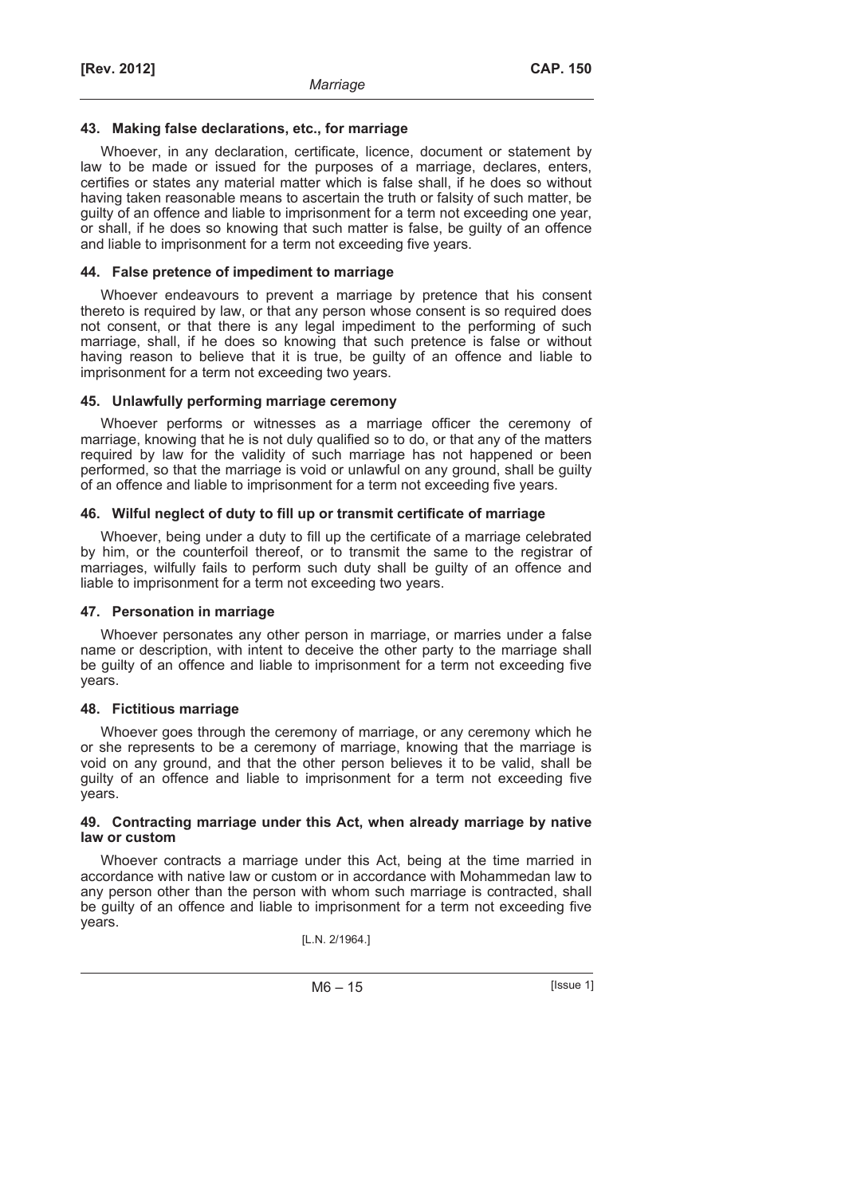### 43. Making false declarations, etc., for marriage

Whoever, in any declaration, certificate, licence, document or statement by law to be made or issued for the purposes of a marriage, declares, enters, certifies or states any material matter which is false shall, if he does so without having taken reasonable means to ascertain the truth or falsity of such matter, be guilty of an offence and liable to imprisonment for a term not exceeding one year, or shall, if he does so knowing that such matter is false, be guilty of an offence and liable to imprisonment for a term not exceeding five years.

### 44. False pretence of impediment to marriage

Whoever endeavours to prevent a marriage by pretence that his consent thereto is required by law, or that any person whose consent is so required does not consent, or that there is any legal impediment to the performing of such marriage, shall, if he does so knowing that such pretence is false or without having reason to believe that it is true, be guilty of an offence and liable to imprisonment for a term not exceeding two years.

### 45. Unlawfully performing marriage ceremony

Whoever performs or witnesses as a marriage officer the ceremony of marriage, knowing that he is not duly qualified so to do, or that any of the matters required by law for the validity of such marriage has not happened or been performed, so that the marriage is void or unlawful on any ground, shall be guilty of an offence and liable to imprisonment for a term not exceeding five years.

### 46. Wilful neglect of duty to fill up or transmit certificate of marriage

Whoever, being under a duty to fill up the certificate of a marriage celebrated by him, or the counterfoil thereof, or to transmit the same to the registrar of marriages, wilfully fails to perform such duty shall be guilty of an offence and liable to imprisonment for a term not exceeding two years.

### 47. Personation in marriage

Whoever personates any other person in marriage, or marries under a false name or description, with intent to deceive the other party to the marriage shall be guilty of an offence and liable to imprisonment for a term not exceeding five years.

### 48. Fictitious marriage

Whoever goes through the ceremony of marriage, or any ceremony which he or she represents to be a ceremony of marriage, knowing that the marriage is void on any ground, and that the other person believes it to be valid, shall be guilty of an offence and liable to imprisonment for a term not exceeding five years.

### 49. Contracting marriage under this Act, when already marriage by native law or custom

Whoever contracts a marriage under this Act, being at the time married in accordance with native law or custom or in accordance with Mohammedan law to any person other than the person with whom such marriage is contracted, shall be guilty of an offence and liable to imprisonment for a term not exceeding five years.

[L.N. 2/1964.]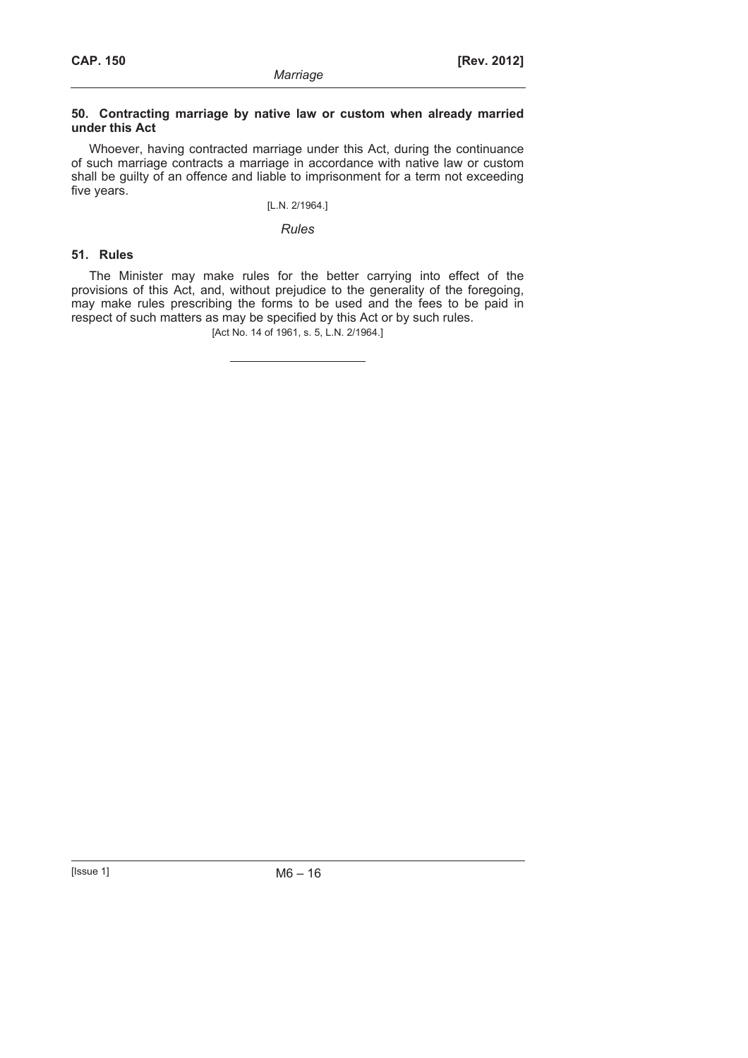**50. Contracting marriage by native law or custom when already married under this Act**

Whoever, having contracted marriage under this Act, during the continuance of such marriage contracts a marriage in accordance with native law or custom shall be guilty of an offence and liable to imprisonment for a term not exceeding five years.

[L.N. 2/1964.]

*Rules*

**51. Rules**

The Minister may make rules for the better carrying into effect of the provisions of this Act, and, without prejudice to the generality of the foregoing, may make rules prescribing the forms to be used and the fees to be paid in respect of such matters as may be specified by this Act or by such rules.

[Act No. 14 of 1961, s. 5, L.N. 2/1964.]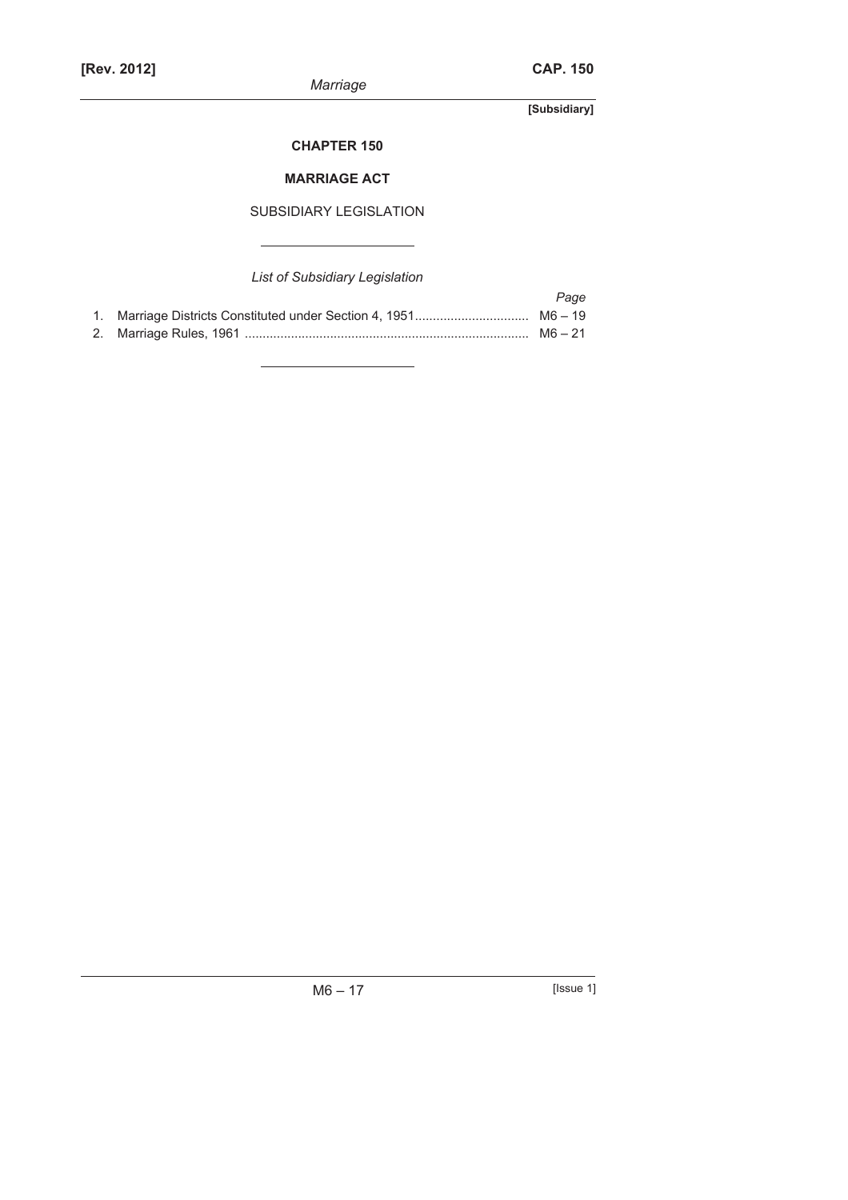**[Subsidiary]**

## CHAPTER 150

## MARRIAGE ACT

SUBSIDIARY LEGISLATION

*List of Subsidiary Legislation*

| | | *Page* |
|---|---|---|
| 1. | Marriage Districts Constituted under Section 4, 1951 | M6 – 19 |
| 2. | Marriage Rules, 1961 | M6 – 21 |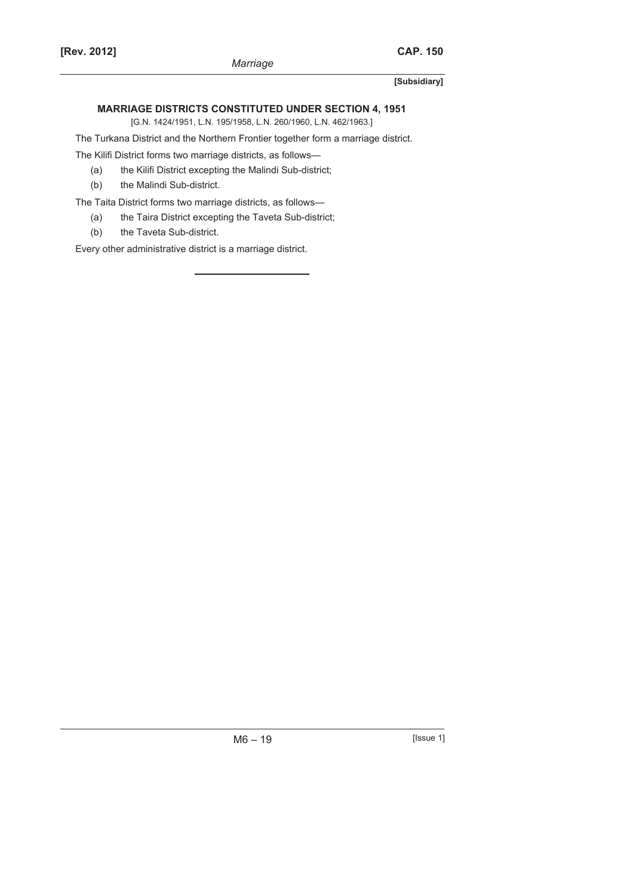**[Subsidiary]**

## MARRIAGE DISTRICTS CONSTITUTED UNDER SECTION 4, 1951

[G.N. 1424/1951, L.N. 195/1958, L.N. 260/1960, L.N. 462/1963.]

The Turkana District and the Northern Frontier together form a marriage district.

The Kilifi District forms two marriage districts, as follows—

(a) the Kilifi District excepting the Malindi Sub-district;

(b) the Malindi Sub-district.

The Taita District forms two marriage districts, as follows—

(a) the Taira District excepting the Taveta Sub-district;

(b) the Taveta Sub-district.

Every other administrative district is a marriage district.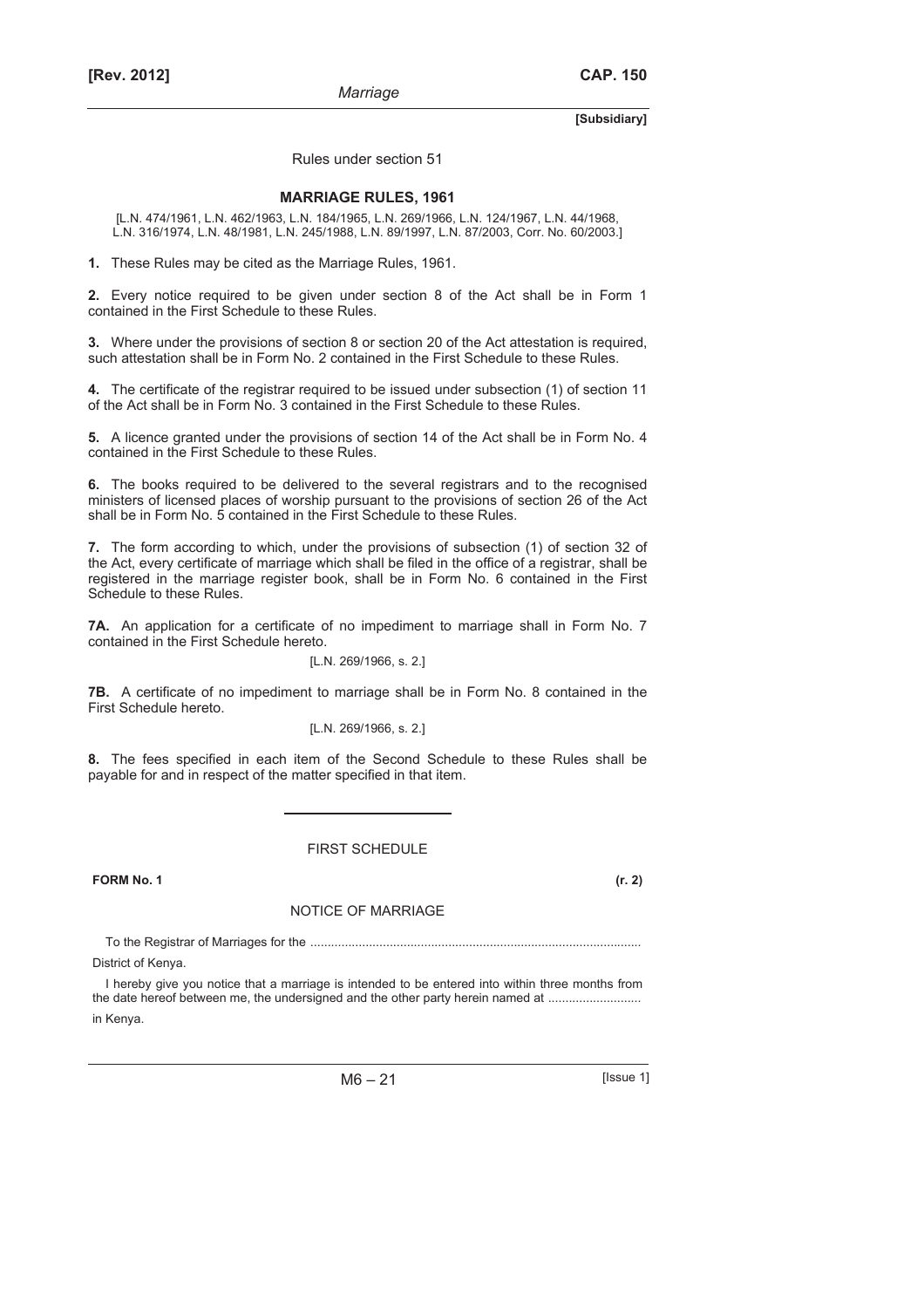Rules under section 51

## MARRIAGE RULES, 1961

[L.N. 474/1961, L.N. 462/1963, L.N. 184/1965, L.N. 269/1966, L.N. 124/1967, L.N. 44/1968, L.N. 316/1974, L.N. 48/1981, L.N. 245/1988, L.N. 89/1997, L.N. 87/2003, Corr. No. 60/2003.]

**1.** These Rules may be cited as the Marriage Rules, 1961.

**2.** Every notice required to be given under section 8 of the Act shall be in Form 1 contained in the First Schedule to these Rules.

**3.** Where under the provisions of section 8 or section 20 of the Act attestation is required, such attestation shall be in Form No. 2 contained in the First Schedule to these Rules.

**4.** The certificate of the registrar required to be issued under subsection (1) of section 11 of the Act shall be in Form No. 3 contained in the First Schedule to these Rules.

**5.** A licence granted under the provisions of section 14 of the Act shall be in Form No. 4 contained in the First Schedule to these Rules.

**6.** The books required to be delivered to the several registrars and to the recognised ministers of licensed places of worship pursuant to the provisions of section 26 of the Act shall be in Form No. 5 contained in the First Schedule to these Rules.

**7.** The form according to which, under the provisions of subsection (1) of section 32 of the Act, every certificate of marriage which shall be filed in the office of a registrar, shall be registered in the marriage register book, shall be in Form No. 6 contained in the First Schedule to these Rules.

**7A.** An application for a certificate of no impediment to marriage shall in Form No. 7 contained in the First Schedule hereto.

[L.N. 269/1966, s. 2.]

**7B.** A certificate of no impediment to marriage shall be in Form No. 8 contained in the First Schedule hereto.

[L.N. 269/1966, s. 2.]

**8.** The fees specified in each item of the Second Schedule to these Rules shall be payable for and in respect of the matter specified in that item.

---

## FIRST SCHEDULE

**FORM No. 1** **(r. 2)**

### NOTICE OF MARRIAGE

To the Registrar of Marriages for the ..............................................................................................

District of Kenya.

I hereby give you notice that a marriage is intended to be entered into within three months from the date hereof between me, the undersigned and the other party herein named at .......................... in Kenya.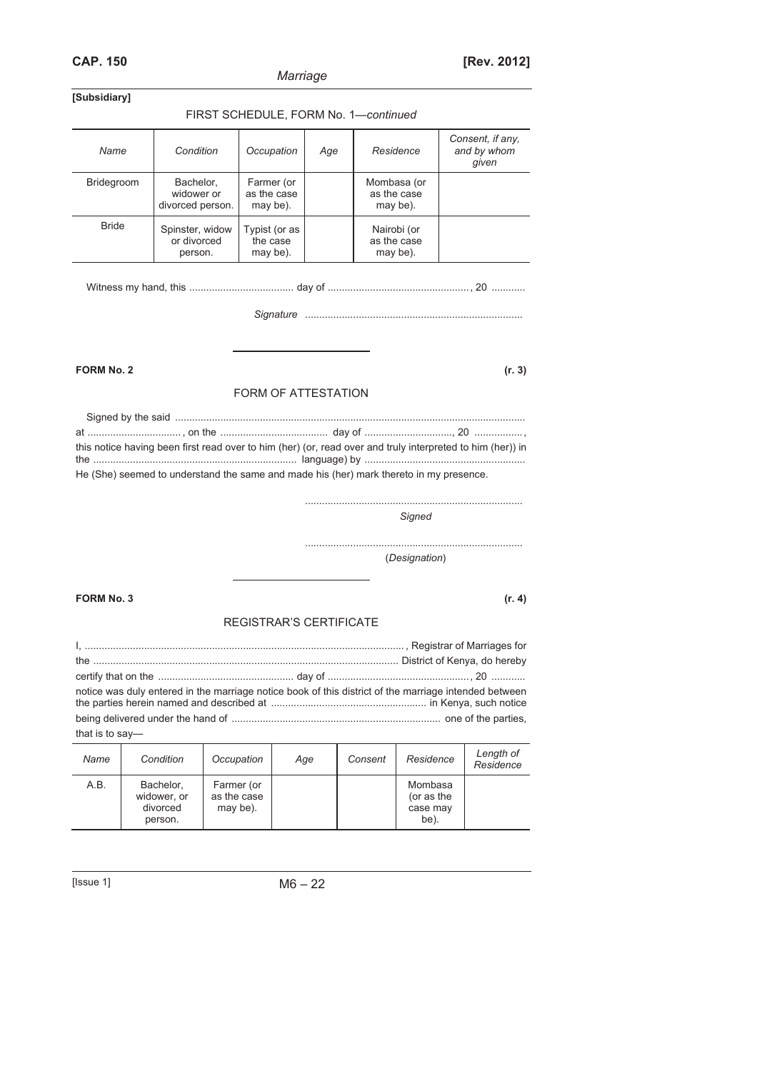**[Subsidiary]**

FIRST SCHEDULE, FORM No. 1—*continued*

| *Name* | *Condition* | *Occupation* | *Age* | *Residence* | *Consent, if any, and by whom given* |
|---|---|---|---|---|---|
| Bridegroom | Bachelor, widower or divorced person. | Farmer (or as the case may be). | | Mombasa (or as the case may be). | |
| Bride | Spinster, widow or divorced person. | Typist (or as the case may be). | | Nairobi (or as the case may be). | |

Witness my hand, this .................................... day of ................................................., 20 ...........

*Signature* ...........................................................................

---

**FORM No. 2** **(r. 3)**

FORM OF ATTESTATION

Signed by the said .......................................................................................................................... at ................................ , on the ..................................... day of ..............................., 20 ................., this notice having been first read over to him (her) (or, read over and truly interpreted to him (her)) in the ....................................................................... language) by ........................................................ He (She) seemed to understand the same and made his (her) mark thereto in my presence.

...........................................................................
*Signed*

...........................................................................
(*Designation*)

---

**FORM No. 3** **(r. 4)**

REGISTRAR'S CERTIFICATE

I, ................................................................................................................ , Registrar of Marriages for the .......................................................................................................... District of Kenya, do hereby certify that on the ............................................. day of ................................................., 20 ........... notice was duly entered in the marriage notice book of this district of the marriage intended between the parties herein named and described at ...................................................... in Kenya, such notice being delivered under the hand of ........................................................................ one of the parties, that is to say—

| *Name* | *Condition* | *Occupation* | *Age* | *Consent* | *Residence* | *Length of Residence* |
|---|---|---|---|---|---|---|
| A.B. | Bachelor, widower, or divorced person. | Farmer (or as the case may be). | | | Mombasa (or as the case may be). | |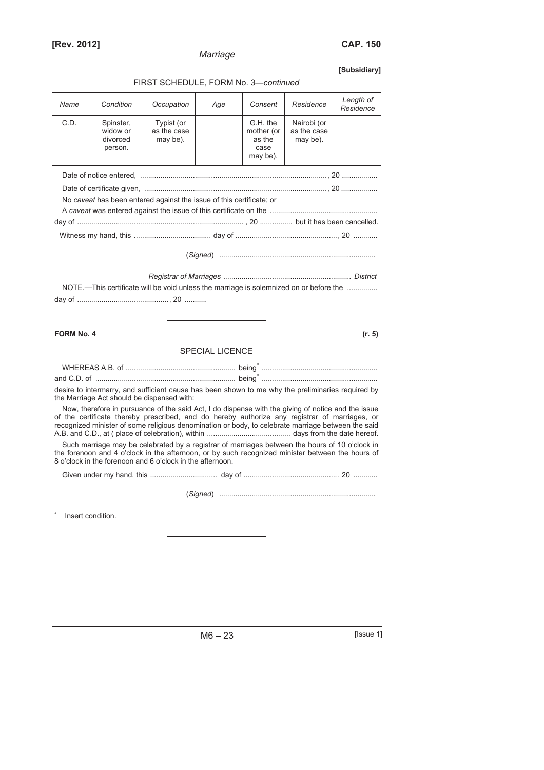FIRST SCHEDULE, FORM No. 3—*continued*

| *Name* | *Condition* | *Occupation* | *Age* | *Consent* | *Residence* | *Length of Residence* |
|---|---|---|---|---|---|---|
| C.D. | Spinster, widow or divorced person. | Typist (or as the case may be). | | G.H. the mother (or as the case may be). | Nairobi (or as the case may be). | |

Date of notice entered, ..........................................................................................., 20 .................

Date of certificate given, ........................................................................................., 20 .................

No *caveat* has been entered against the issue of this certificate; or

A *caveat* was entered against the issue of this certificate on the ....................................................

day of ................................................................................ , 20 ............... but it has been cancelled.

Witness my hand, this ..................................... day of ................................................., 20 ...........

(*Signed*) ...........................................................................

*Registrar of Marriages* .............................................................. *District*

NOTE.—This certificate will be void unless the marriage is solemnized on or before the ..............

day of ............................................, 20 ...........

---

**FORM No. 4** **(r. 5)**

SPECIAL LICENCE

WHEREAS A.B. of ..................................................... being* .......................................................

and C.D. of .................................................................... being* .......................................................

desire to intermarry, and sufficient cause has been shown to me why the preliminaries required by the Marriage Act should be dispensed with:

Now, therefore in pursuance of the said Act, I do dispense with the giving of notice and the issue of the certificate thereby prescribed, and do hereby authorize any registrar of marriages, or recognized minister of some religious denomination or body, to celebrate marriage between the said A.B. and C.D., at ( place of celebration), within ......................................... days from the date hereof.

Such marriage may be celebrated by a registrar of marriages between the hours of 10 o'clock in the forenoon and 4 o'clock in the afternoon, or by such recognized minister between the hours of 8 o'clock in the forenoon and 6 o'clock in the afternoon.

Given under my hand, this ................................ day of ............................................., 20 ...........

(*Signed*) ...........................................................................

* Insert condition.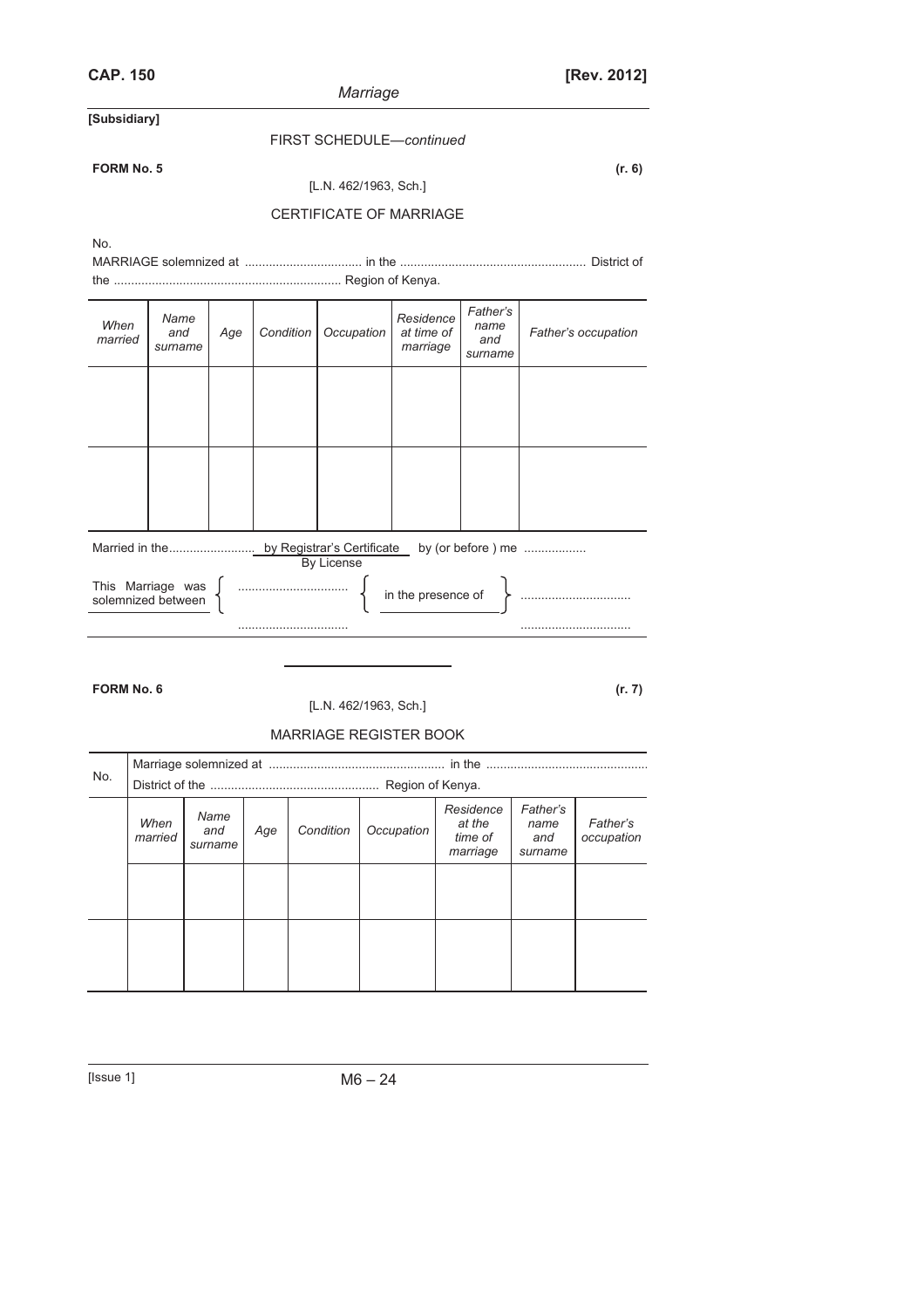**[Subsidiary]**

FIRST SCHEDULE—*continued*

**FORM No. 5** **(r. 6)**

[L.N. 462/1963, Sch.]

CERTIFICATE OF MARRIAGE

No.

MARRIAGE solemnized at .................................. in the ...................................................... District of the ................................................................. Region of Kenya.

| *When married* | *Name and surname* | *Age* | *Condition* | *Occupation* | *Residence at time of marriage* | *Father's name and surname* | *Father's occupation* |
|---|---|---|---|---|---|---|---|
| | | | | | | | |
| | | | | | | | |

Married in the......................... by Registrar's Certificate / By License by (or before ) me ..................

This Marriage was solemnized between { ................................ ................................ } in the presence of { ................................ ................................ }

---

**FORM No. 6** **(r. 7)**

[L.N. 462/1963, Sch.]

MARRIAGE REGISTER BOOK

| No. | Marriage solemnized at .................................................. in the .............................................. District of the ................................................ Region of Kenya. | | | | | | | |
|---|---|---|---|---|---|---|---|---|
| | *When married* | *Name and surname* | *Age* | *Condition* | *Occupation* | *Residence at the time of marriage* | *Father's name and surname* | *Father's occupation* |
| | | | | | | | | |
| | | | | | | | | |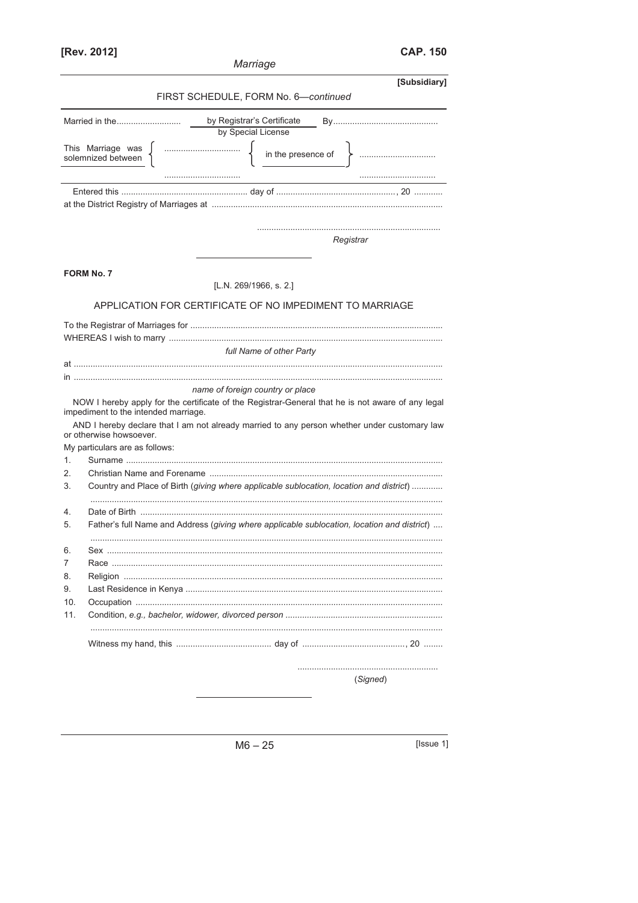[Subsidiary]

FIRST SCHEDULE, FORM No. 6—*continued*

| Married in the........................... | by Registrar's Certificate / by Special License | By............................................ |
|---|---|---|
| This Marriage was solemnized between | ................................ / ................................ | in the presence of ................................ / ................................ |

Entered this .................................................... day of ................................................., 20 ............ at the District Registry of Marriages at ................................................................................................

...........................................................................
*Registrar*

---

**FORM No. 7**

[L.N. 269/1966, s. 2.]

APPLICATION FOR CERTIFICATE OF NO IMPEDIMENT TO MARRIAGE

To the Registrar of Marriages for .........................................................................................................

WHEREAS I wish to marry .................................................................................................................

*full Name of other Party*

at ..........................................................................................................................................................

in ..........................................................................................................................................................

*name of foreign country or place*

NOW I hereby apply for the certificate of the Registrar-General that he is not aware of any legal impediment to the intended marriage.

AND I hereby declare that I am not already married to any person whether under customary law or otherwise howsoever.

My particulars are as follows:

1. Surname ....................................................................................................................................
2. Christian Name and Forename ................................................................................................
3. Country and Place of Birth (*giving where applicable sublocation, location and district*) .............
   ..................................................................................................................................................
4. Date of Birth .............................................................................................................................
5. Father's full Name and Address (*giving where applicable sublocation, location and district*) ....
   ..................................................................................................................................................
6. Sex ...........................................................................................................................................
7. Race .........................................................................................................................................
8. Religion ....................................................................................................................................
9. Last Residence in Kenya ..........................................................................................................
10. Occupation ...............................................................................................................................
11. Condition, *e.g., bachelor, widower, divorced person* ................................................................
    ..................................................................................................................................................

Witness my hand, this ........................................ day of ..........................................., 20 ........

..........................................................
(*Signed*)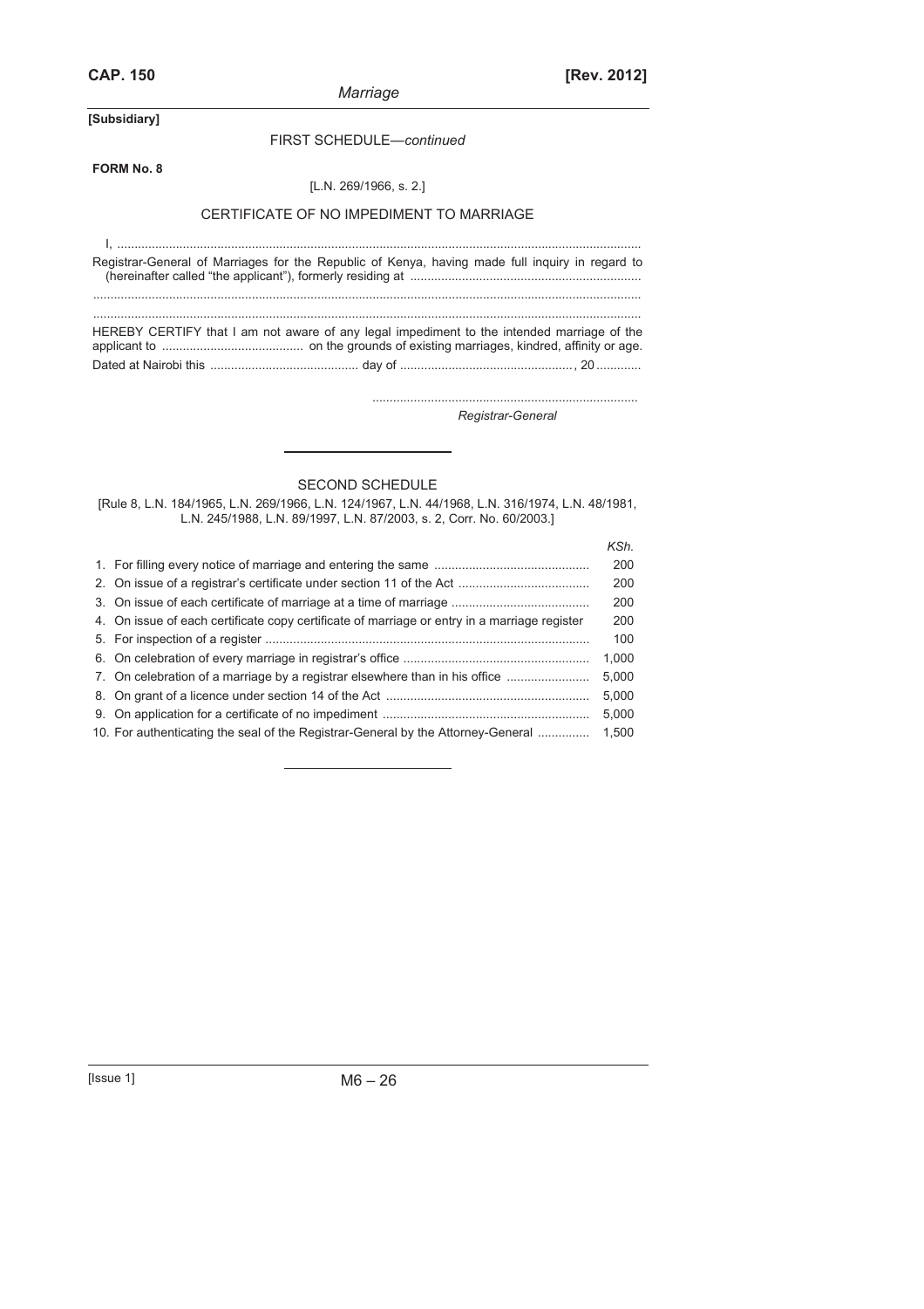[Subsidiary]

FIRST SCHEDULE—*continued*

**FORM No. 8**

[L.N. 269/1966, s. 2.]

CERTIFICATE OF NO IMPEDIMENT TO MARRIAGE

I, .......................................................................................................................................................

Registrar-General of Marriages for the Republic of Kenya, having made full inquiry in regard to (hereinafter called "the applicant"), formerly residing at ..................................................................

...............................................................................................................................................................

...............................................................................................................................................................

HEREBY CERTIFY that I am not aware of any legal impediment to the intended marriage of the applicant to ......................................... on the grounds of existing marriages, kindred, affinity or age.

Dated at Nairobi this ........................................... day of .................................................., 20 .............

............................................................................

*Registrar-General*

---

SECOND SCHEDULE

[Rule 8, L.N. 184/1965, L.N. 269/1966, L.N. 124/1967, L.N. 44/1968, L.N. 316/1974, L.N. 48/1981, L.N. 245/1988, L.N. 89/1997, L.N. 87/2003, s. 2, Corr. No. 60/2003.]

| | *KSh.* |
|---|---|
| 1. For filling every notice of marriage and entering the same ............................................ | 200 |
| 2. On issue of a registrar's certificate under section 11 of the Act ..................................... | 200 |
| 3. On issue of each certificate of marriage at a time of marriage ....................................... | 200 |
| 4. On issue of each certificate copy certificate of marriage or entry in a marriage register | 200 |
| 5. For inspection of a register ............................................................................................ | 100 |
| 6. On celebration of every marriage in registrar's office ..................................................... | 1,000 |
| 7. On celebration of a marriage by a registrar elsewhere than in his office ........................ | 5,000 |
| 8. On grant of a licence under section 14 of the Act .......................................................... | 5,000 |
| 9. On application for a certificate of no impediment ........................................................... | 5,000 |
| 10. For authenticating the seal of the Registrar-General by the Attorney-General .............. | 1,500 |